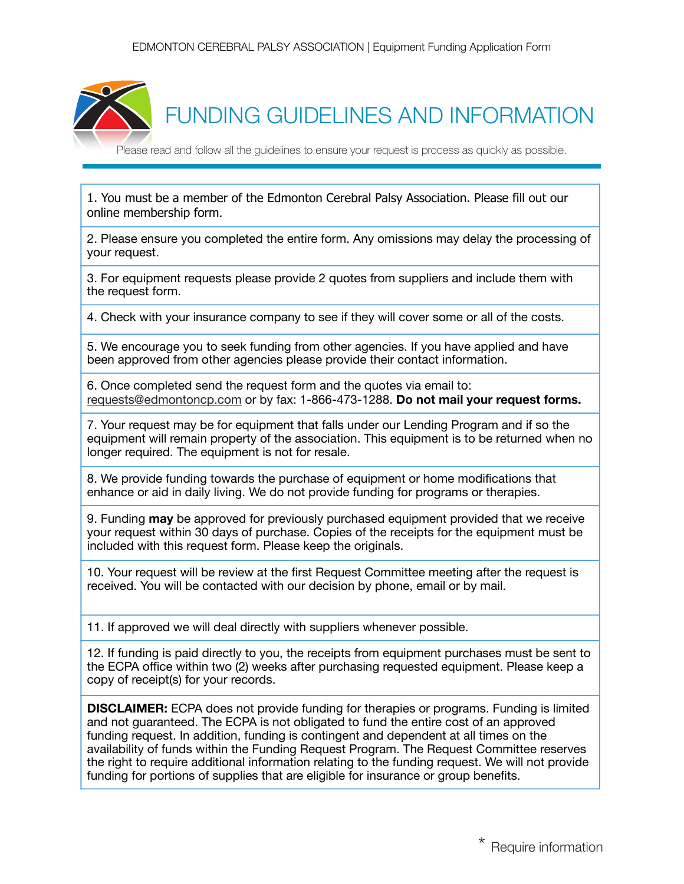# FUNDING GUIDELINES AND INFORMATION

Please read and follow all the guidelines to ensure your request is process as quickly as possible.

1. You must be a member of the Edmonton Cerebral Palsy Association. Please fill out our online membership form.

2. Please ensure you completed the entire form. Any omissions may delay the processing of your request.

3. For equipment requests please provide 2 quotes from suppliers and include them with the request form.

4. Check with your insurance company to see if they will cover some or all of the costs.

5. We encourage you to seek funding from other agencies. If you have applied and have been approved from other agencies please provide their contact information.

6. Once completed send the request form and the quotes via email to: requests@edmontoncp.com or by fax: 1-866-473-1288. **Do not mail your request forms.**

7. Your request may be for equipment that falls under our Lending Program and if so the equipment will remain property of the association. This equipment is to be returned when no longer required. The equipment is not for resale.

8. We provide funding towards the purchase of equipment or home modifications that enhance or aid in daily living. We do not provide funding for programs or therapies.

9. Funding **may** be approved for previously purchased equipment provided that we receive your request within 30 days of purchase. Copies of the receipts for the equipment must be included with this request form. Please keep the originals.

10. Your request will be review at the first Request Committee meeting after the request is received. You will be contacted with our decision by phone, email or by mail.

11. If approved we will deal directly with suppliers whenever possible.

12. If funding is paid directly to you, the receipts from equipment purchases must be sent to the ECPA office within two (2) weeks after purchasing requested equipment. Please keep a copy of receipt(s) for your records.

**DISCLAIMER:** ECPA does not provide funding for therapies or programs. Funding is limited and not guaranteed. The ECPA is not obligated to fund the entire cost of an approved funding request. In addition, funding is contingent and dependent at all times on the availability of funds within the Funding Request Program. The Request Committee reserves the right to require additional information relating to the funding request. We will not provide funding for portions of supplies that are eligible for insurance or group benefits.

* Require information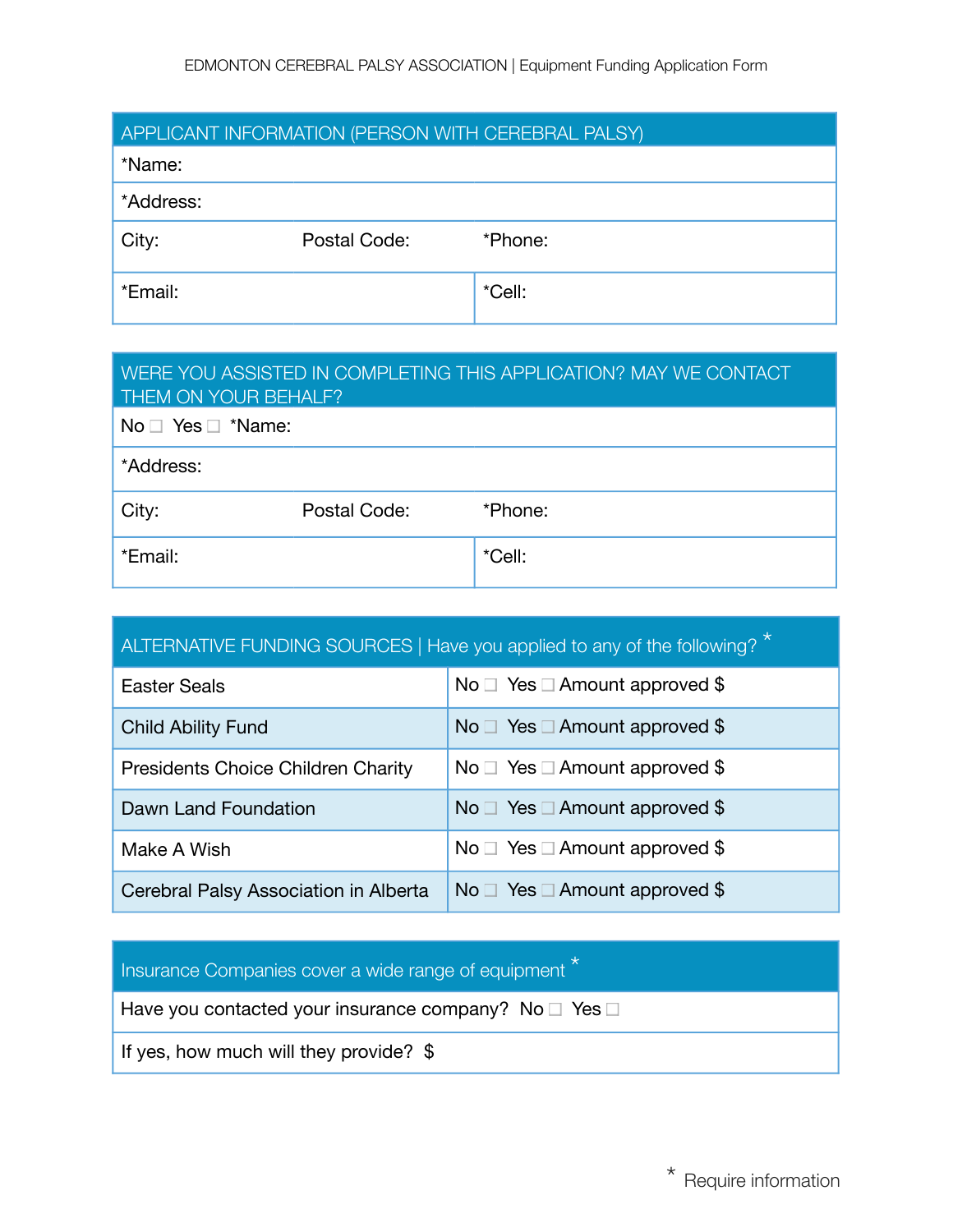## APPLICANT INFORMATION (PERSON WITH CEREBRAL PALSY)

| *Name: | | |
|---|---|---|
| *Address: | | |
| City: | Postal Code: | *Phone: |
| *Email: | | *Cell: |

## WERE YOU ASSISTED IN COMPLETING THIS APPLICATION? MAY WE CONTACT THEM ON YOUR BEHALF?

| No ☐ Yes ☐ *Name: | | |
|---|---|---|
| *Address: | | |
| City: | Postal Code: | *Phone: |
| *Email: | | *Cell: |

## ALTERNATIVE FUNDING SOURCES | Have you applied to any of the following? *

| Source | Response |
|---|---|
| Easter Seals | No ☐ Yes ☐ Amount approved $ |
| Child Ability Fund | No ☐ Yes ☐ Amount approved $ |
| Presidents Choice Children Charity | No ☐ Yes ☐ Amount approved $ |
| Dawn Land Foundation | No ☐ Yes ☐ Amount approved $ |
| Make A Wish | No ☐ Yes ☐ Amount approved $ |
| Cerebral Palsy Association in Alberta | No ☐ Yes ☐ Amount approved $ |

## Insurance Companies cover a wide range of equipment *

Have you contacted your insurance company? No ☐ Yes ☐

If yes, how much will they provide? $

* Require information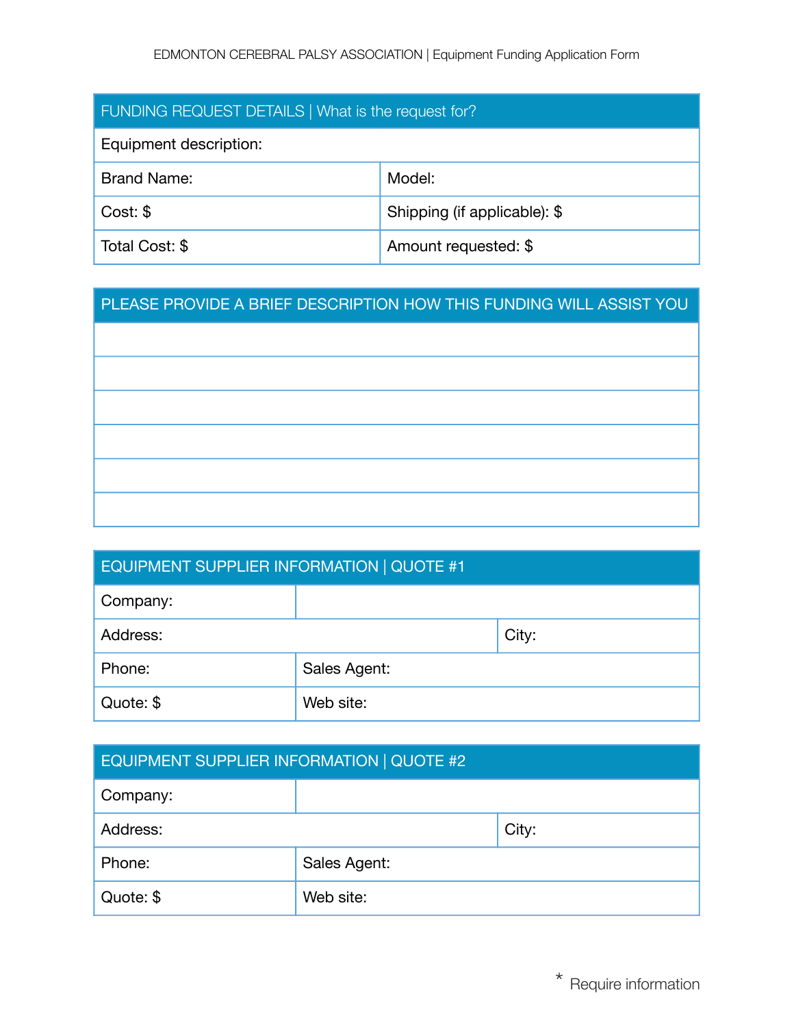| FUNDING REQUEST DETAILS \| What is the request for? | |
|---|---|
| Equipment description: | |
| Brand Name: | Model: |
| Cost: $ | Shipping (if applicable): $ |
| Total Cost: $ | Amount requested: $ |

| PLEASE PROVIDE A BRIEF DESCRIPTION HOW THIS FUNDING WILL ASSIST YOU |
|---|
| |
| |
| |
| |
| |
| |

| EQUIPMENT SUPPLIER INFORMATION \| QUOTE #1 | | |
|---|---|---|
| Company: | | |
| Address: | | City: |
| Phone: | Sales Agent: | |
| Quote: $ | Web site: | |

| EQUIPMENT SUPPLIER INFORMATION \| QUOTE #2 | | |
|---|---|---|
| Company: | | |
| Address: | | City: |
| Phone: | Sales Agent: | |
| Quote: $ | Web site: | |

* Require information